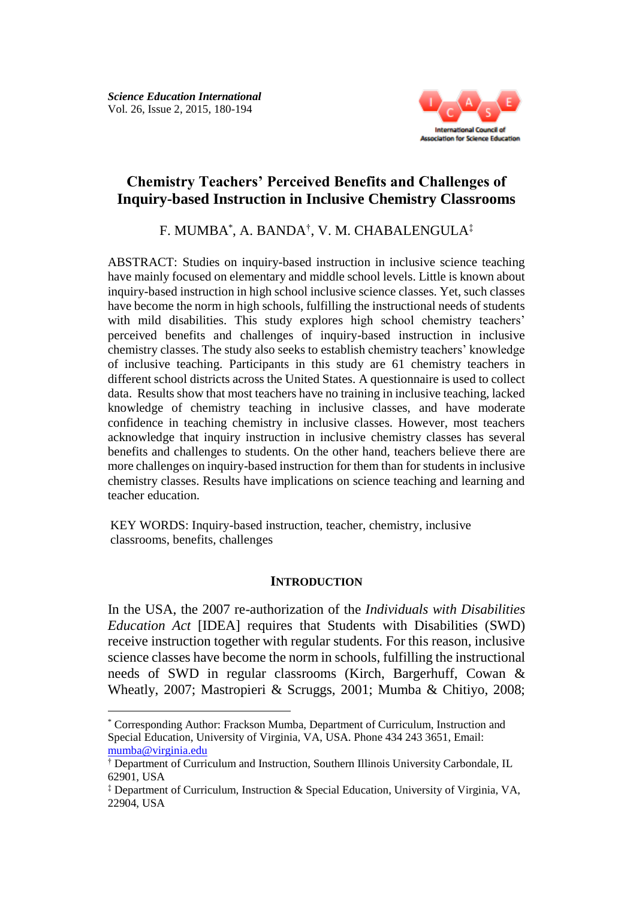# Chemistry Teachers' Perceived Benefits and Challenges of Inquiry-based Instruction in Inclusive Chemistry Classrooms

F. MUMBA[*], A. BANDA[†], V. M. CHABALENGULA[‡]

ABSTRACT: Studies on inquiry-based instruction in inclusive science teaching have mainly focused on elementary and middle school levels. Little is known about inquiry-based instruction in high school inclusive science classes. Yet, such classes have become the norm in high schools, fulfilling the instructional needs of students with mild disabilities. This study explores high school chemistry teachers' perceived benefits and challenges of inquiry-based instruction in inclusive chemistry classes. The study also seeks to establish chemistry teachers' knowledge of inclusive teaching. Participants in this study are 61 chemistry teachers in different school districts across the United States. A questionnaire is used to collect data. Results show that most teachers have no training in inclusive teaching, lacked knowledge of chemistry teaching in inclusive classes, and have moderate confidence in teaching chemistry in inclusive classes. However, most teachers acknowledge that inquiry instruction in inclusive chemistry classes has several benefits and challenges to students. On the other hand, teachers believe there are more challenges on inquiry-based instruction for them than for students in inclusive chemistry classes. Results have implications on science teaching and learning and teacher education.

KEY WORDS: Inquiry-based instruction, teacher, chemistry, inclusive classrooms, benefits, challenges

## INTRODUCTION

In the USA, the 2007 re-authorization of the *Individuals with Disabilities Education Act* [IDEA] requires that Students with Disabilities (SWD) receive instruction together with regular students. For this reason, inclusive science classes have become the norm in schools, fulfilling the instructional needs of SWD in regular classrooms (Kirch, Bargerhuff, Cowan & Wheatly, 2007; Mastropieri & Scruggs, 2001; Mumba & Chitiyo, 2008;

---

[*] Corresponding Author: Frackson Mumba, Department of Curriculum, Instruction and Special Education, University of Virginia, VA, USA. Phone 434 243 3651, Email: mumba@virginia.edu

[†] Department of Curriculum and Instruction, Southern Illinois University Carbondale, IL 62901, USA

[‡] Department of Curriculum, Instruction & Special Education, University of Virginia, VA, 22904, USA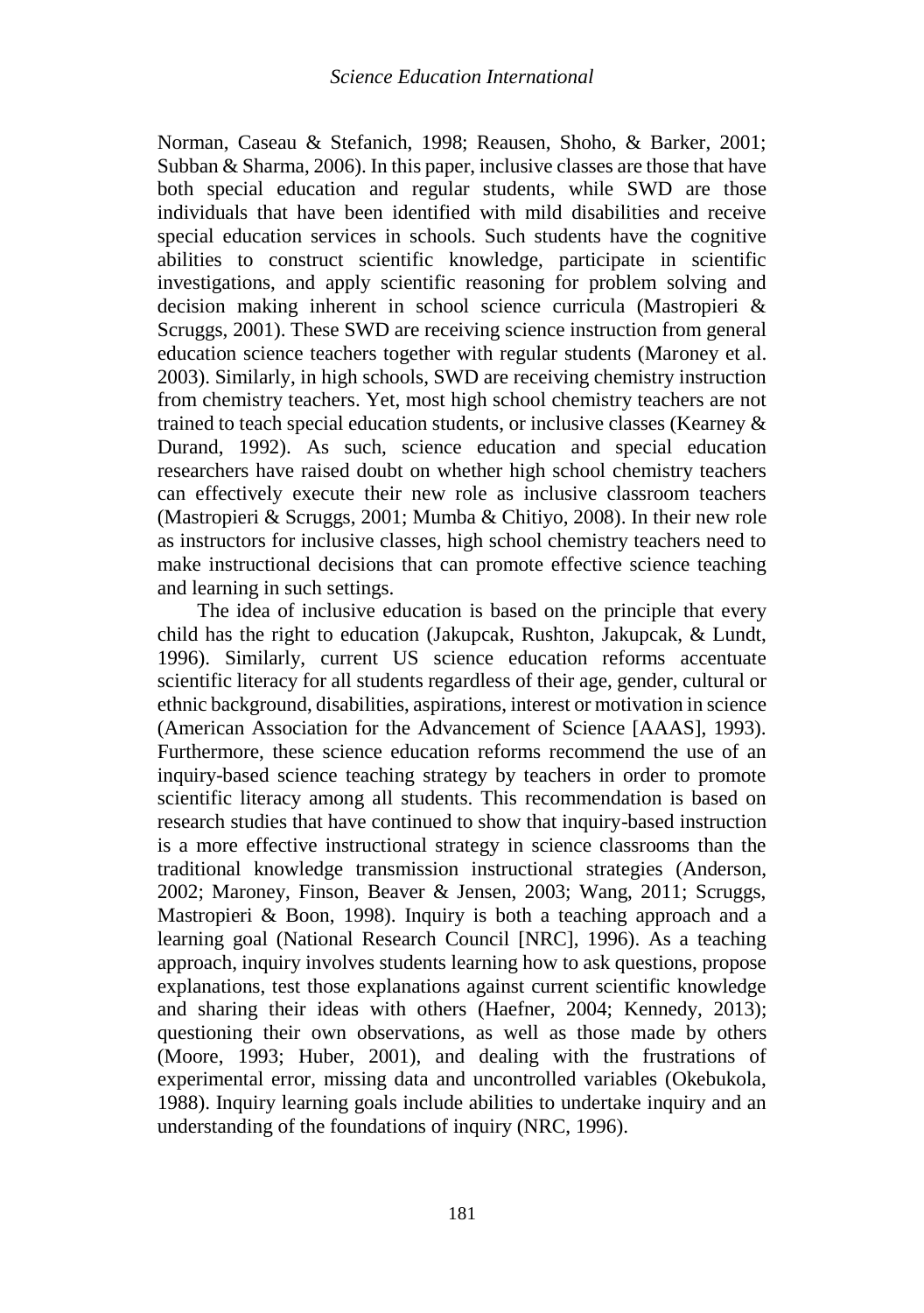Norman, Caseau & Stefanich, 1998; Reausen, Shoho, & Barker, 2001; Subban & Sharma, 2006). In this paper, inclusive classes are those that have both special education and regular students, while SWD are those individuals that have been identified with mild disabilities and receive special education services in schools. Such students have the cognitive abilities to construct scientific knowledge, participate in scientific investigations, and apply scientific reasoning for problem solving and decision making inherent in school science curricula (Mastropieri & Scruggs, 2001). These SWD are receiving science instruction from general education science teachers together with regular students (Maroney et al. 2003). Similarly, in high schools, SWD are receiving chemistry instruction from chemistry teachers. Yet, most high school chemistry teachers are not trained to teach special education students, or inclusive classes (Kearney & Durand, 1992). As such, science education and special education researchers have raised doubt on whether high school chemistry teachers can effectively execute their new role as inclusive classroom teachers (Mastropieri & Scruggs, 2001; Mumba & Chitiyo, 2008). In their new role as instructors for inclusive classes, high school chemistry teachers need to make instructional decisions that can promote effective science teaching and learning in such settings.

The idea of inclusive education is based on the principle that every child has the right to education (Jakupcak, Rushton, Jakupcak, & Lundt, 1996). Similarly, current US science education reforms accentuate scientific literacy for all students regardless of their age, gender, cultural or ethnic background, disabilities, aspirations, interest or motivation in science (American Association for the Advancement of Science [AAAS], 1993). Furthermore, these science education reforms recommend the use of an inquiry-based science teaching strategy by teachers in order to promote scientific literacy among all students. This recommendation is based on research studies that have continued to show that inquiry-based instruction is a more effective instructional strategy in science classrooms than the traditional knowledge transmission instructional strategies (Anderson, 2002; Maroney, Finson, Beaver & Jensen, 2003; Wang, 2011; Scruggs, Mastropieri & Boon, 1998). Inquiry is both a teaching approach and a learning goal (National Research Council [NRC], 1996). As a teaching approach, inquiry involves students learning how to ask questions, propose explanations, test those explanations against current scientific knowledge and sharing their ideas with others (Haefner, 2004; Kennedy, 2013); questioning their own observations, as well as those made by others (Moore, 1993; Huber, 2001), and dealing with the frustrations of experimental error, missing data and uncontrolled variables (Okebukola, 1988). Inquiry learning goals include abilities to undertake inquiry and an understanding of the foundations of inquiry (NRC, 1996).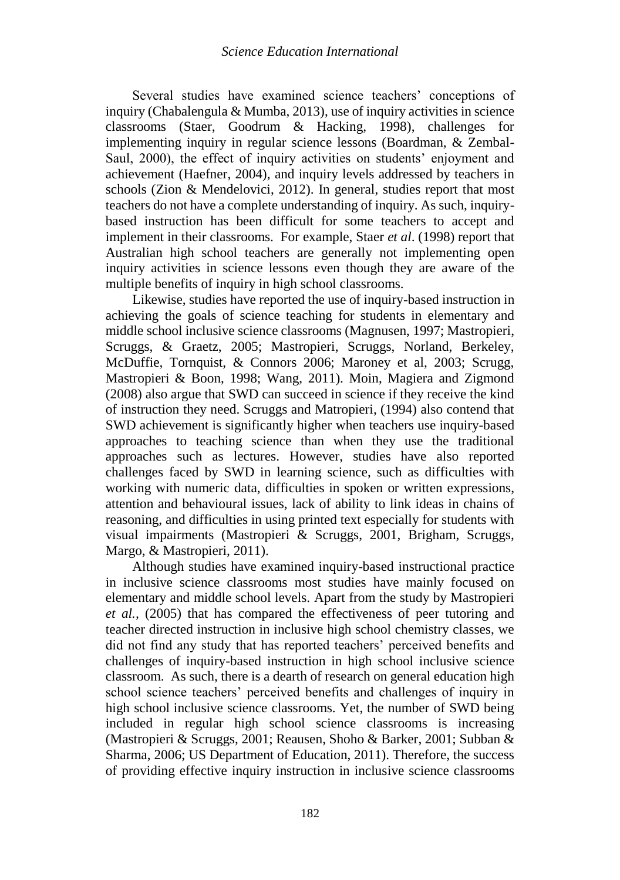Several studies have examined science teachers' conceptions of inquiry (Chabalengula & Mumba, 2013), use of inquiry activities in science classrooms (Staer, Goodrum & Hacking, 1998), challenges for implementing inquiry in regular science lessons (Boardman, & Zembal-Saul, 2000), the effect of inquiry activities on students' enjoyment and achievement (Haefner, 2004), and inquiry levels addressed by teachers in schools (Zion & Mendelovici, 2012). In general, studies report that most teachers do not have a complete understanding of inquiry. As such, inquiry-based instruction has been difficult for some teachers to accept and implement in their classrooms. For example, Staer *et al*. (1998) report that Australian high school teachers are generally not implementing open inquiry activities in science lessons even though they are aware of the multiple benefits of inquiry in high school classrooms.

Likewise, studies have reported the use of inquiry-based instruction in achieving the goals of science teaching for students in elementary and middle school inclusive science classrooms (Magnusen, 1997; Mastropieri, Scruggs, & Graetz, 2005; Mastropieri, Scruggs, Norland, Berkeley, McDuffie, Tornquist, & Connors 2006; Maroney et al, 2003; Scrugg, Mastropieri & Boon, 1998; Wang, 2011). Moin, Magiera and Zigmond (2008) also argue that SWD can succeed in science if they receive the kind of instruction they need. Scruggs and Matropieri, (1994) also contend that SWD achievement is significantly higher when teachers use inquiry-based approaches to teaching science than when they use the traditional approaches such as lectures. However, studies have also reported challenges faced by SWD in learning science, such as difficulties with working with numeric data, difficulties in spoken or written expressions, attention and behavioural issues, lack of ability to link ideas in chains of reasoning, and difficulties in using printed text especially for students with visual impairments (Mastropieri & Scruggs, 2001, Brigham, Scruggs, Margo, & Mastropieri, 2011).

Although studies have examined inquiry-based instructional practice in inclusive science classrooms most studies have mainly focused on elementary and middle school levels. Apart from the study by Mastropieri *et al.,* (2005) that has compared the effectiveness of peer tutoring and teacher directed instruction in inclusive high school chemistry classes, we did not find any study that has reported teachers' perceived benefits and challenges of inquiry-based instruction in high school inclusive science classroom. As such, there is a dearth of research on general education high school science teachers' perceived benefits and challenges of inquiry in high school inclusive science classrooms. Yet, the number of SWD being included in regular high school science classrooms is increasing (Mastropieri & Scruggs, 2001; Reausen, Shoho & Barker, 2001; Subban & Sharma, 2006; US Department of Education, 2011). Therefore, the success of providing effective inquiry instruction in inclusive science classrooms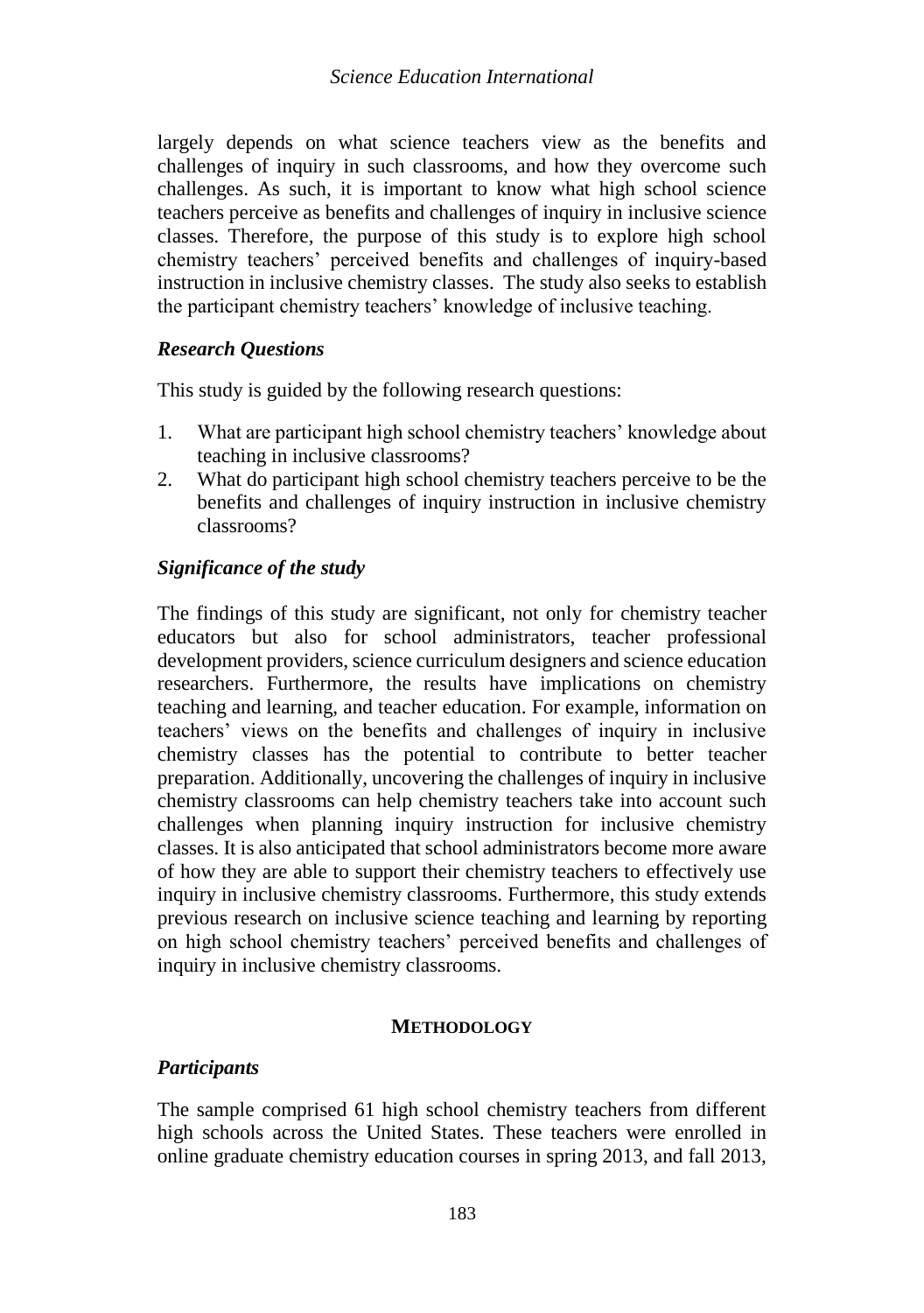largely depends on what science teachers view as the benefits and challenges of inquiry in such classrooms, and how they overcome such challenges. As such, it is important to know what high school science teachers perceive as benefits and challenges of inquiry in inclusive science classes. Therefore, the purpose of this study is to explore high school chemistry teachers' perceived benefits and challenges of inquiry-based instruction in inclusive chemistry classes. The study also seeks to establish the participant chemistry teachers' knowledge of inclusive teaching.

### *Research Questions*

This study is guided by the following research questions:

1. What are participant high school chemistry teachers' knowledge about teaching in inclusive classrooms?
2. What do participant high school chemistry teachers perceive to be the benefits and challenges of inquiry instruction in inclusive chemistry classrooms?

### *Significance of the study*

The findings of this study are significant, not only for chemistry teacher educators but also for school administrators, teacher professional development providers, science curriculum designers and science education researchers. Furthermore, the results have implications on chemistry teaching and learning, and teacher education. For example, information on teachers' views on the benefits and challenges of inquiry in inclusive chemistry classes has the potential to contribute to better teacher preparation. Additionally, uncovering the challenges of inquiry in inclusive chemistry classrooms can help chemistry teachers take into account such challenges when planning inquiry instruction for inclusive chemistry classes. It is also anticipated that school administrators become more aware of how they are able to support their chemistry teachers to effectively use inquiry in inclusive chemistry classrooms. Furthermore, this study extends previous research on inclusive science teaching and learning by reporting on high school chemistry teachers' perceived benefits and challenges of inquiry in inclusive chemistry classrooms.

## METHODOLOGY

### *Participants*

The sample comprised 61 high school chemistry teachers from different high schools across the United States. These teachers were enrolled in online graduate chemistry education courses in spring 2013, and fall 2013,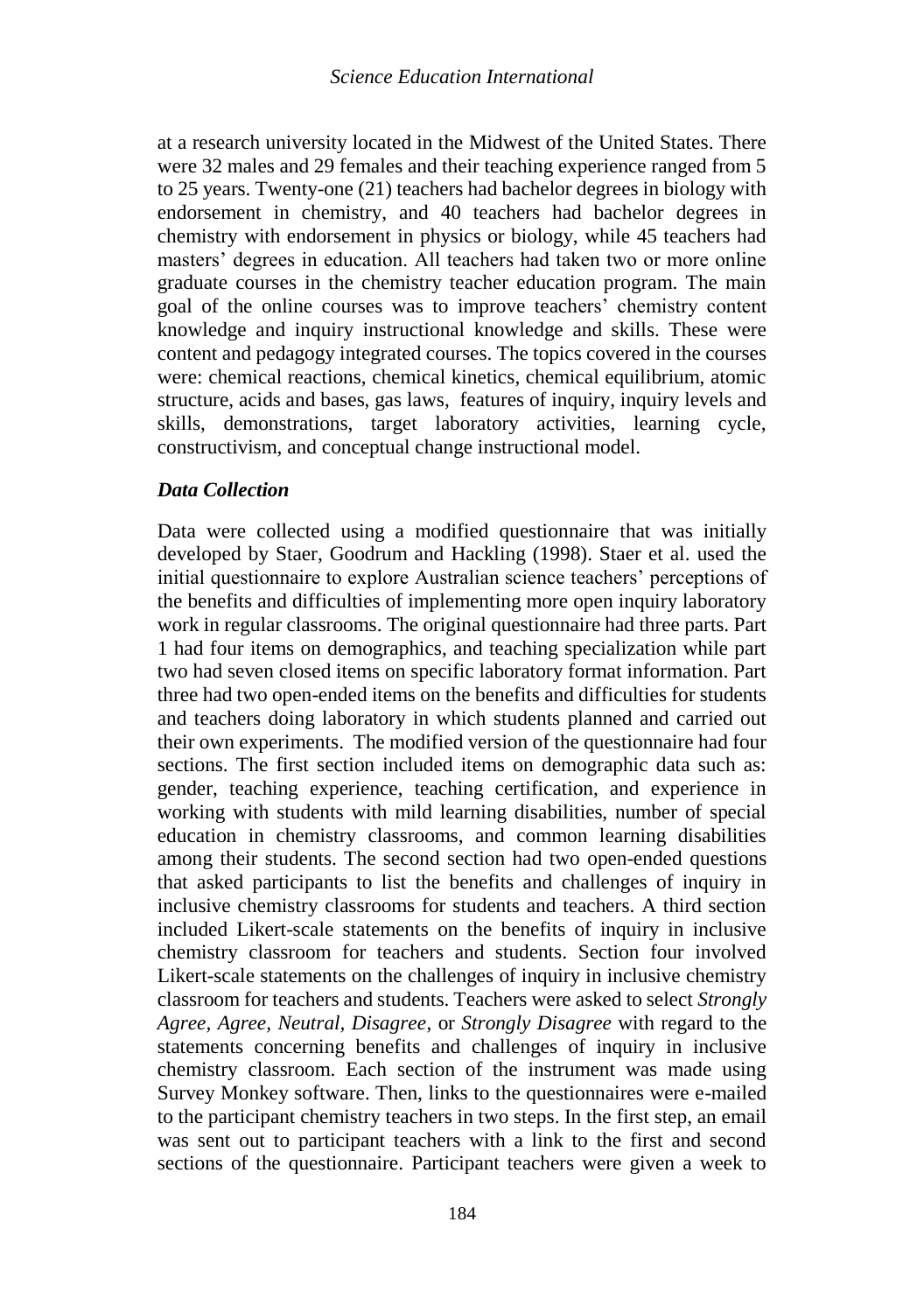at a research university located in the Midwest of the United States. There were 32 males and 29 females and their teaching experience ranged from 5 to 25 years. Twenty-one (21) teachers had bachelor degrees in biology with endorsement in chemistry, and 40 teachers had bachelor degrees in chemistry with endorsement in physics or biology, while 45 teachers had masters' degrees in education. All teachers had taken two or more online graduate courses in the chemistry teacher education program. The main goal of the online courses was to improve teachers' chemistry content knowledge and inquiry instructional knowledge and skills. These were content and pedagogy integrated courses. The topics covered in the courses were: chemical reactions, chemical kinetics, chemical equilibrium, atomic structure, acids and bases, gas laws, features of inquiry, inquiry levels and skills, demonstrations, target laboratory activities, learning cycle, constructivism, and conceptual change instructional model.

### *Data Collection*

Data were collected using a modified questionnaire that was initially developed by Staer, Goodrum and Hackling (1998). Staer et al. used the initial questionnaire to explore Australian science teachers' perceptions of the benefits and difficulties of implementing more open inquiry laboratory work in regular classrooms. The original questionnaire had three parts. Part 1 had four items on demographics, and teaching specialization while part two had seven closed items on specific laboratory format information. Part three had two open-ended items on the benefits and difficulties for students and teachers doing laboratory in which students planned and carried out their own experiments. The modified version of the questionnaire had four sections. The first section included items on demographic data such as: gender, teaching experience, teaching certification, and experience in working with students with mild learning disabilities, number of special education in chemistry classrooms, and common learning disabilities among their students. The second section had two open-ended questions that asked participants to list the benefits and challenges of inquiry in inclusive chemistry classrooms for students and teachers. A third section included Likert-scale statements on the benefits of inquiry in inclusive chemistry classroom for teachers and students. Section four involved Likert-scale statements on the challenges of inquiry in inclusive chemistry classroom for teachers and students. Teachers were asked to select *Strongly Agree*, *Agree*, *Neutral*, *Disagree*, or *Strongly Disagree* with regard to the statements concerning benefits and challenges of inquiry in inclusive chemistry classroom. Each section of the instrument was made using Survey Monkey software. Then, links to the questionnaires were e-mailed to the participant chemistry teachers in two steps. In the first step, an email was sent out to participant teachers with a link to the first and second sections of the questionnaire. Participant teachers were given a week to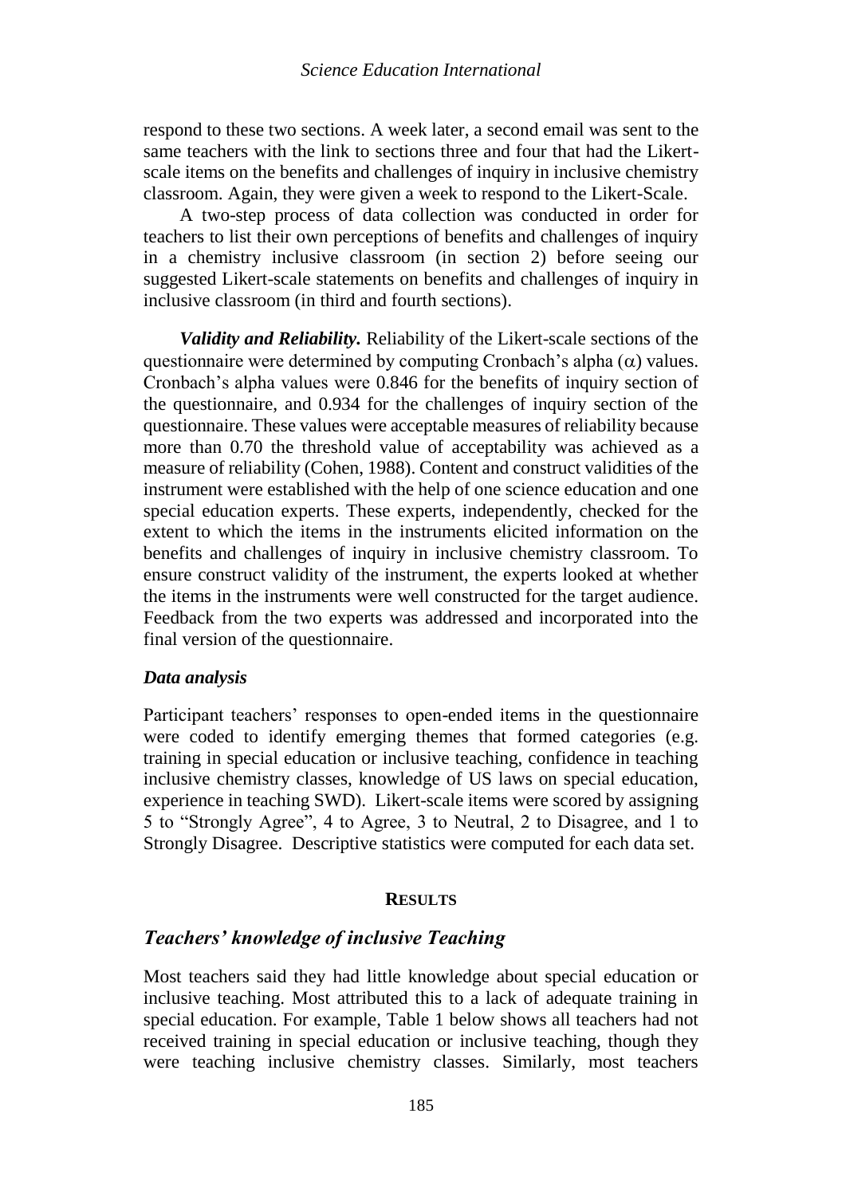respond to these two sections. A week later, a second email was sent to the same teachers with the link to sections three and four that had the Likert-scale items on the benefits and challenges of inquiry in inclusive chemistry classroom. Again, they were given a week to respond to the Likert-Scale.

A two-step process of data collection was conducted in order for teachers to list their own perceptions of benefits and challenges of inquiry in a chemistry inclusive classroom (in section 2) before seeing our suggested Likert-scale statements on benefits and challenges of inquiry in inclusive classroom (in third and fourth sections).

***Validity and Reliability.*** Reliability of the Likert-scale sections of the questionnaire were determined by computing Cronbach's alpha ($\alpha$) values. Cronbach's alpha values were 0.846 for the benefits of inquiry section of the questionnaire, and 0.934 for the challenges of inquiry section of the questionnaire. These values were acceptable measures of reliability because more than 0.70 the threshold value of acceptability was achieved as a measure of reliability (Cohen, 1988). Content and construct validities of the instrument were established with the help of one science education and one special education experts. These experts, independently, checked for the extent to which the items in the instruments elicited information on the benefits and challenges of inquiry in inclusive chemistry classroom. To ensure construct validity of the instrument, the experts looked at whether the items in the instruments were well constructed for the target audience. Feedback from the two experts was addressed and incorporated into the final version of the questionnaire.

### *Data analysis*

Participant teachers' responses to open-ended items in the questionnaire were coded to identify emerging themes that formed categories (e.g. training in special education or inclusive teaching, confidence in teaching inclusive chemistry classes, knowledge of US laws on special education, experience in teaching SWD). Likert-scale items were scored by assigning 5 to "Strongly Agree", 4 to Agree, 3 to Neutral, 2 to Disagree, and 1 to Strongly Disagree. Descriptive statistics were computed for each data set.

## RESULTS

## *Teachers' knowledge of inclusive Teaching*

Most teachers said they had little knowledge about special education or inclusive teaching. Most attributed this to a lack of adequate training in special education. For example, Table 1 below shows all teachers had not received training in special education or inclusive teaching, though they were teaching inclusive chemistry classes. Similarly, most teachers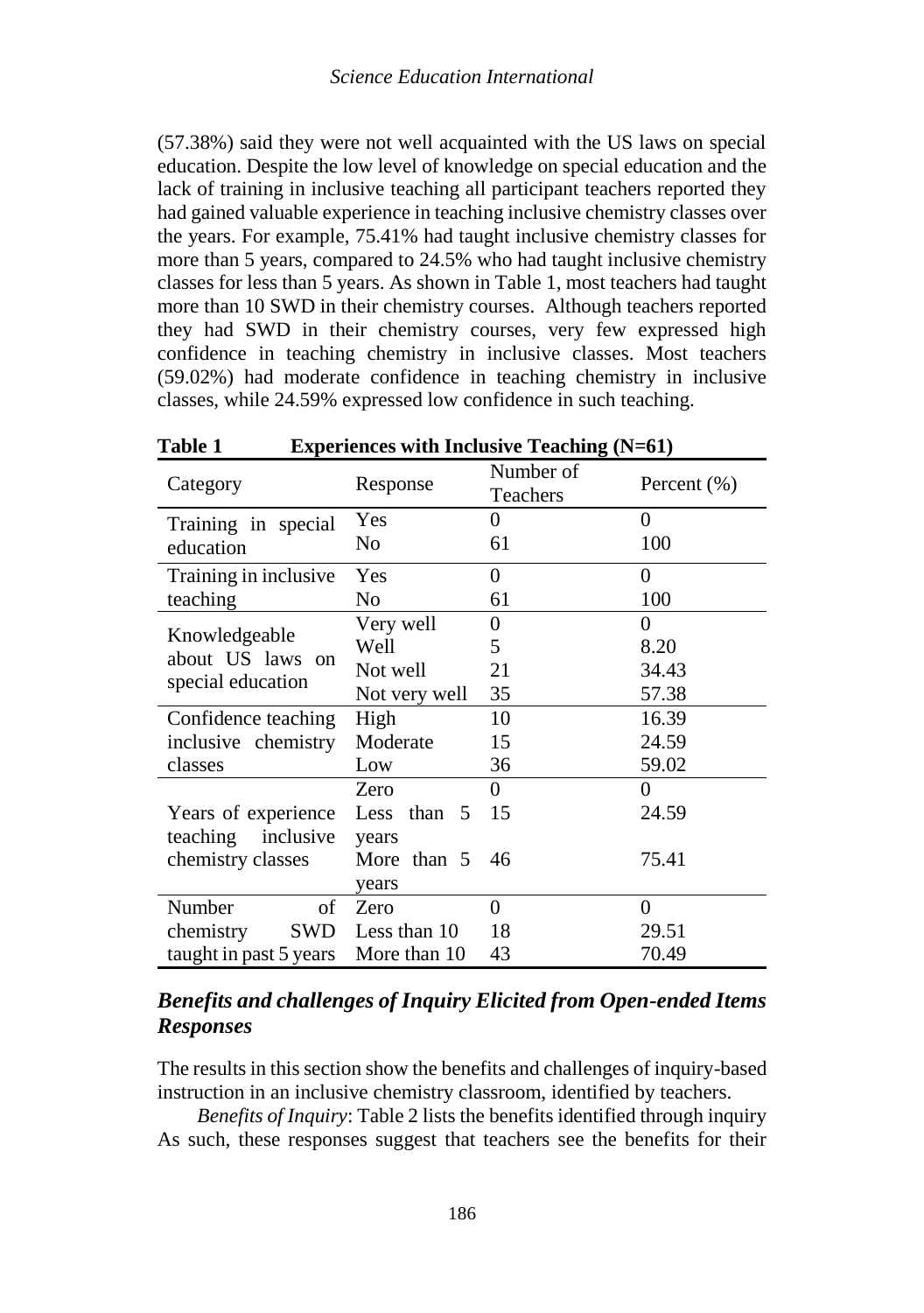(57.38%) said they were not well acquainted with the US laws on special education. Despite the low level of knowledge on special education and the lack of training in inclusive teaching all participant teachers reported they had gained valuable experience in teaching inclusive chemistry classes over the years. For example, 75.41% had taught inclusive chemistry classes for more than 5 years, compared to 24.5% who had taught inclusive chemistry classes for less than 5 years. As shown in Table 1, most teachers had taught more than 10 SWD in their chemistry courses. Although teachers reported they had SWD in their chemistry courses, very few expressed high confidence in teaching chemistry in inclusive classes. Most teachers (59.02%) had moderate confidence in teaching chemistry in inclusive classes, while 24.59% expressed low confidence in such teaching.

**Table 1 Experiences with Inclusive Teaching (N=61)**

| Category | Response | Number of Teachers | Percent (%) |
|---|---|---|---|
| Training in special education | Yes | 0 | 0 |
| | No | 61 | 100 |
| Training in inclusive teaching | Yes | 0 | 0 |
| | No | 61 | 100 |
| Knowledgeable about US laws on special education | Very well | 0 | 0 |
| | Well | 5 | 8.20 |
| | Not well | 21 | 34.43 |
| | Not very well | 35 | 57.38 |
| Confidence teaching inclusive chemistry classes | High | 10 | 16.39 |
| | Moderate | 15 | 24.59 |
| | Low | 36 | 59.02 |
| Years of experience teaching inclusive chemistry classes | Zero | 0 | 0 |
| | Less than 5 years | 15 | 24.59 |
| | More than 5 years | 46 | 75.41 |
| Number of chemistry SWD taught in past 5 years | Zero | 0 | 0 |
| | Less than 10 | 18 | 29.51 |
| | More than 10 | 43 | 70.49 |

### *Benefits and challenges of Inquiry Elicited from Open-ended Items Responses*

The results in this section show the benefits and challenges of inquiry-based instruction in an inclusive chemistry classroom, identified by teachers.

*Benefits of Inquiry*: Table 2 lists the benefits identified through inquiry As such, these responses suggest that teachers see the benefits for their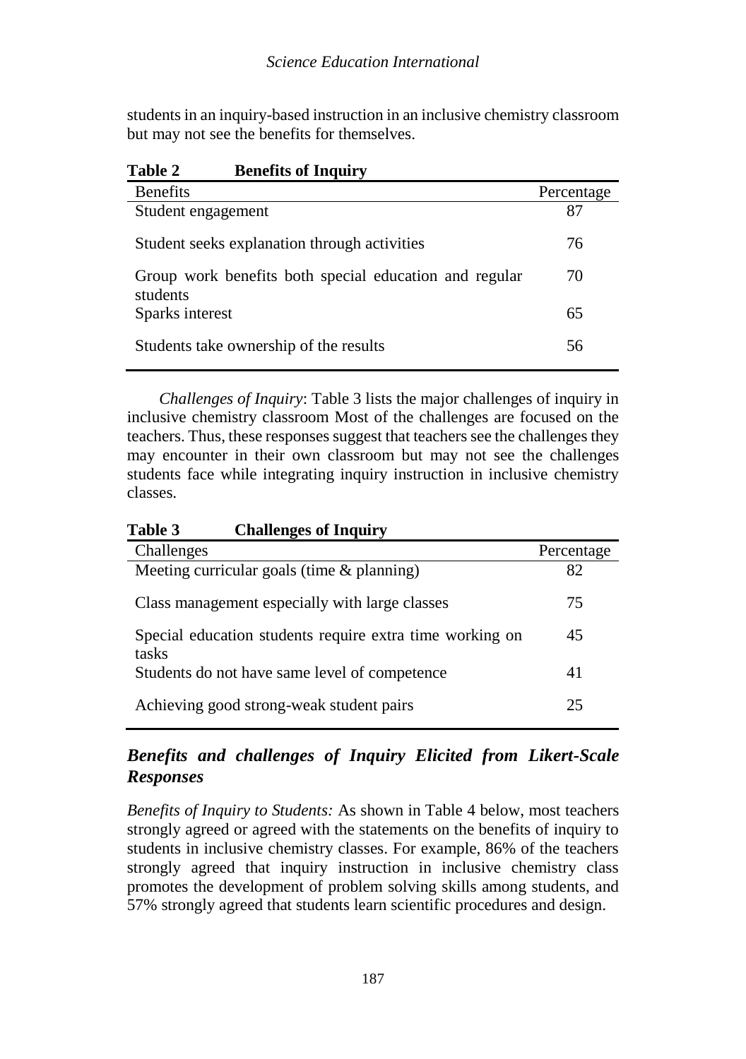students in an inquiry-based instruction in an inclusive chemistry classroom but may not see the benefits for themselves.

**Table 2 Benefits of Inquiry**

| Benefits | Percentage |
|---|---|
| Student engagement | 87 |
| Student seeks explanation through activities | 76 |
| Group work benefits both special education and regular students | 70 |
| Sparks interest | 65 |
| Students take ownership of the results | 56 |

*Challenges of Inquiry*: Table 3 lists the major challenges of inquiry in inclusive chemistry classroom Most of the challenges are focused on the teachers. Thus, these responses suggest that teachers see the challenges they may encounter in their own classroom but may not see the challenges students face while integrating inquiry instruction in inclusive chemistry classes.

**Table 3 Challenges of Inquiry**

| Challenges | Percentage |
|---|---|
| Meeting curricular goals (time & planning) | 82 |
| Class management especially with large classes | 75 |
| Special education students require extra time working on tasks | 45 |
| Students do not have same level of competence | 41 |
| Achieving good strong-weak student pairs | 25 |

## *Benefits and challenges of Inquiry Elicited from Likert-Scale Responses*

*Benefits of Inquiry to Students:* As shown in Table 4 below, most teachers strongly agreed or agreed with the statements on the benefits of inquiry to students in inclusive chemistry classes. For example, 86% of the teachers strongly agreed that inquiry instruction in inclusive chemistry class promotes the development of problem solving skills among students, and 57% strongly agreed that students learn scientific procedures and design.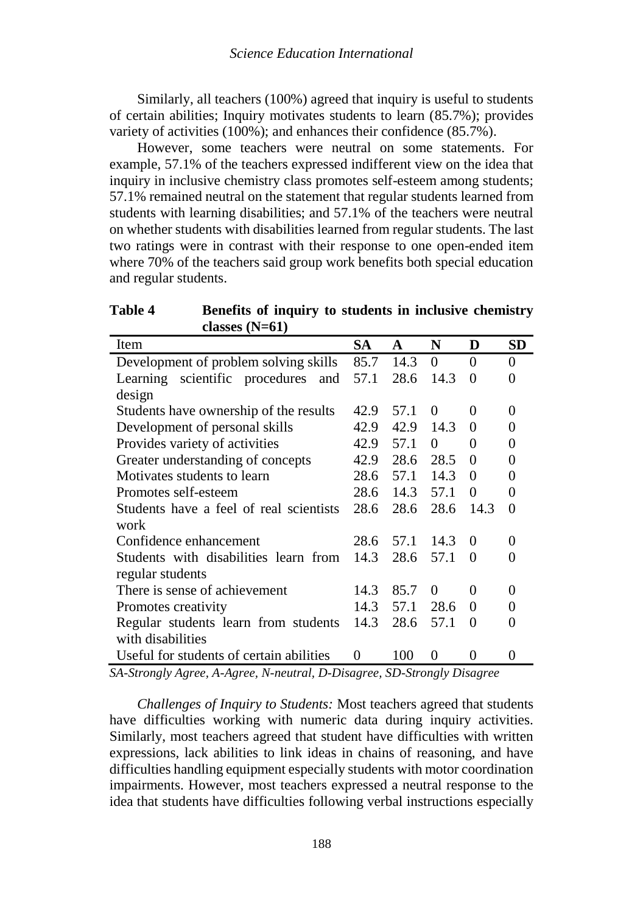Similarly, all teachers (100%) agreed that inquiry is useful to students of certain abilities; Inquiry motivates students to learn (85.7%); provides variety of activities (100%); and enhances their confidence (85.7%).

However, some teachers were neutral on some statements. For example, 57.1% of the teachers expressed indifferent view on the idea that inquiry in inclusive chemistry class promotes self-esteem among students; 57.1% remained neutral on the statement that regular students learned from students with learning disabilities; and 57.1% of the teachers were neutral on whether students with disabilities learned from regular students. The last two ratings were in contrast with their response to one open-ended item where 70% of the teachers said group work benefits both special education and regular students.

**Table 4 Benefits of inquiry to students in inclusive chemistry classes (N=61)**

| Item | SA | A | N | D | SD |
|---|---|---|---|---|---|
| Development of problem solving skills | 85.7 | 14.3 | 0 | 0 | 0 |
| Learning scientific procedures and design | 57.1 | 28.6 | 14.3 | 0 | 0 |
| Students have ownership of the results | 42.9 | 57.1 | 0 | 0 | 0 |
| Development of personal skills | 42.9 | 42.9 | 14.3 | 0 | 0 |
| Provides variety of activities | 42.9 | 57.1 | 0 | 0 | 0 |
| Greater understanding of concepts | 42.9 | 28.6 | 28.5 | 0 | 0 |
| Motivates students to learn | 28.6 | 57.1 | 14.3 | 0 | 0 |
| Promotes self-esteem | 28.6 | 14.3 | 57.1 | 0 | 0 |
| Students have a feel of real scientists work | 28.6 | 28.6 | 28.6 | 14.3 | 0 |
| Confidence enhancement | 28.6 | 57.1 | 14.3 | 0 | 0 |
| Students with disabilities learn from regular students | 14.3 | 28.6 | 57.1 | 0 | 0 |
| There is sense of achievement | 14.3 | 85.7 | 0 | 0 | 0 |
| Promotes creativity | 14.3 | 57.1 | 28.6 | 0 | 0 |
| Regular students learn from students with disabilities | 14.3 | 28.6 | 57.1 | 0 | 0 |
| Useful for students of certain abilities | 0 | 100 | 0 | 0 | 0 |

*SA-Strongly Agree, A-Agree, N-neutral, D-Disagree, SD-Strongly Disagree*

*Challenges of Inquiry to Students:* Most teachers agreed that students have difficulties working with numeric data during inquiry activities. Similarly, most teachers agreed that student have difficulties with written expressions, lack abilities to link ideas in chains of reasoning, and have difficulties handling equipment especially students with motor coordination impairments. However, most teachers expressed a neutral response to the idea that students have difficulties following verbal instructions especially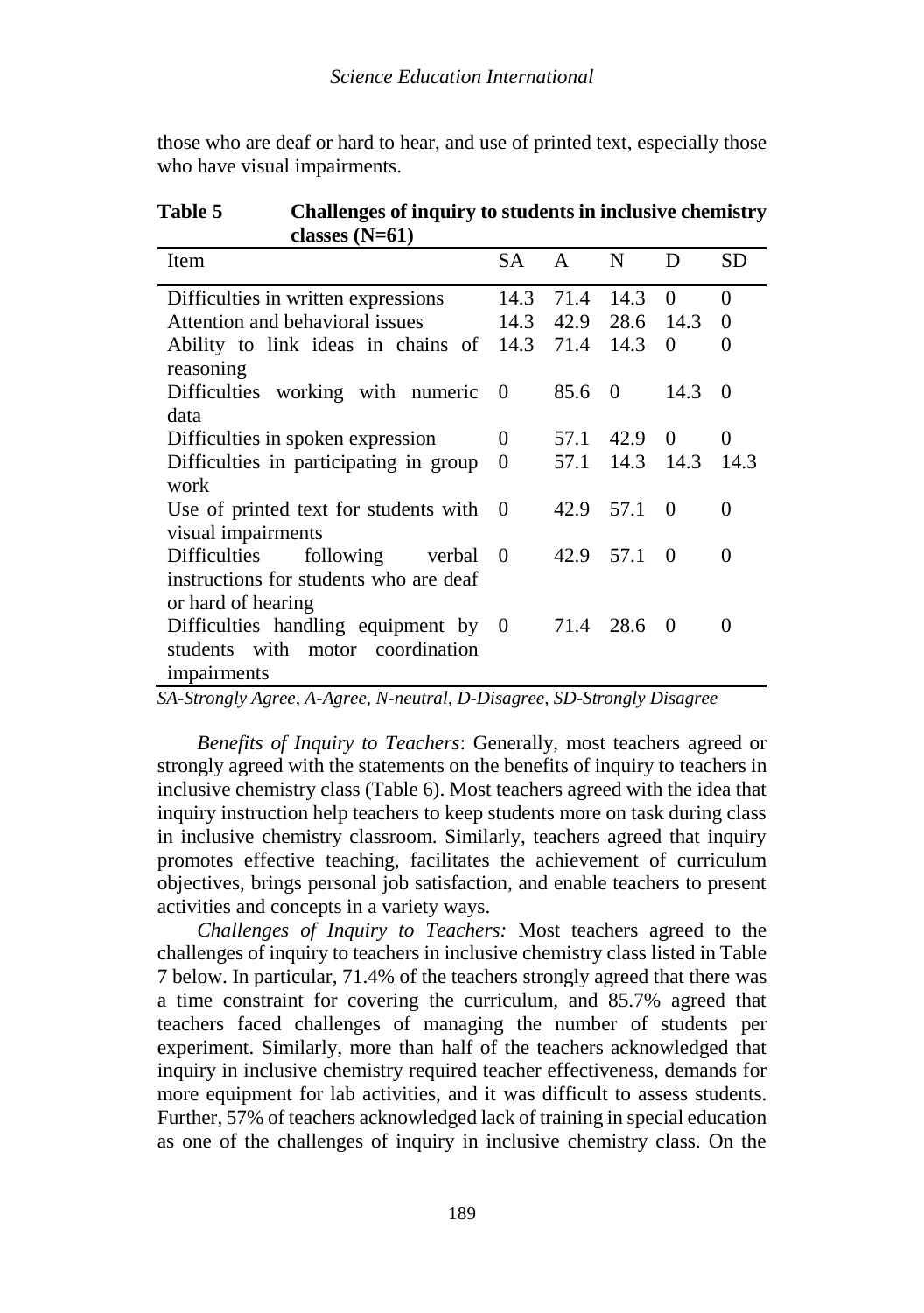those who are deaf or hard to hear, and use of printed text, especially those who have visual impairments.

**Table 5 Challenges of inquiry to students in inclusive chemistry classes (N=61)**

| Item | SA | A | N | D | SD |
|---|---|---|---|---|---|
| Difficulties in written expressions | 14.3 | 71.4 | 14.3 | 0 | 0 |
| Attention and behavioral issues | 14.3 | 42.9 | 28.6 | 14.3 | 0 |
| Ability to link ideas in chains of reasoning | 14.3 | 71.4 | 14.3 | 0 | 0 |
| Difficulties working with numeric data | 0 | 85.6 | 0 | 14.3 | 0 |
| Difficulties in spoken expression | 0 | 57.1 | 42.9 | 0 | 0 |
| Difficulties in participating in group work | 0 | 57.1 | 14.3 | 14.3 | 14.3 |
| Use of printed text for students with visual impairments | 0 | 42.9 | 57.1 | 0 | 0 |
| Difficulties following verbal instructions for students who are deaf or hard of hearing | 0 | 42.9 | 57.1 | 0 | 0 |
| Difficulties handling equipment by students with motor coordination impairments | 0 | 71.4 | 28.6 | 0 | 0 |

*SA-Strongly Agree, A-Agree, N-neutral, D-Disagree, SD-Strongly Disagree*

*Benefits of Inquiry to Teachers*: Generally, most teachers agreed or strongly agreed with the statements on the benefits of inquiry to teachers in inclusive chemistry class (Table 6). Most teachers agreed with the idea that inquiry instruction help teachers to keep students more on task during class in inclusive chemistry classroom. Similarly, teachers agreed that inquiry promotes effective teaching, facilitates the achievement of curriculum objectives, brings personal job satisfaction, and enable teachers to present activities and concepts in a variety ways.

*Challenges of Inquiry to Teachers:* Most teachers agreed to the challenges of inquiry to teachers in inclusive chemistry class listed in Table 7 below. In particular, 71.4% of the teachers strongly agreed that there was a time constraint for covering the curriculum, and 85.7% agreed that teachers faced challenges of managing the number of students per experiment. Similarly, more than half of the teachers acknowledged that inquiry in inclusive chemistry required teacher effectiveness, demands for more equipment for lab activities, and it was difficult to assess students. Further, 57% of teachers acknowledged lack of training in special education as one of the challenges of inquiry in inclusive chemistry class. On the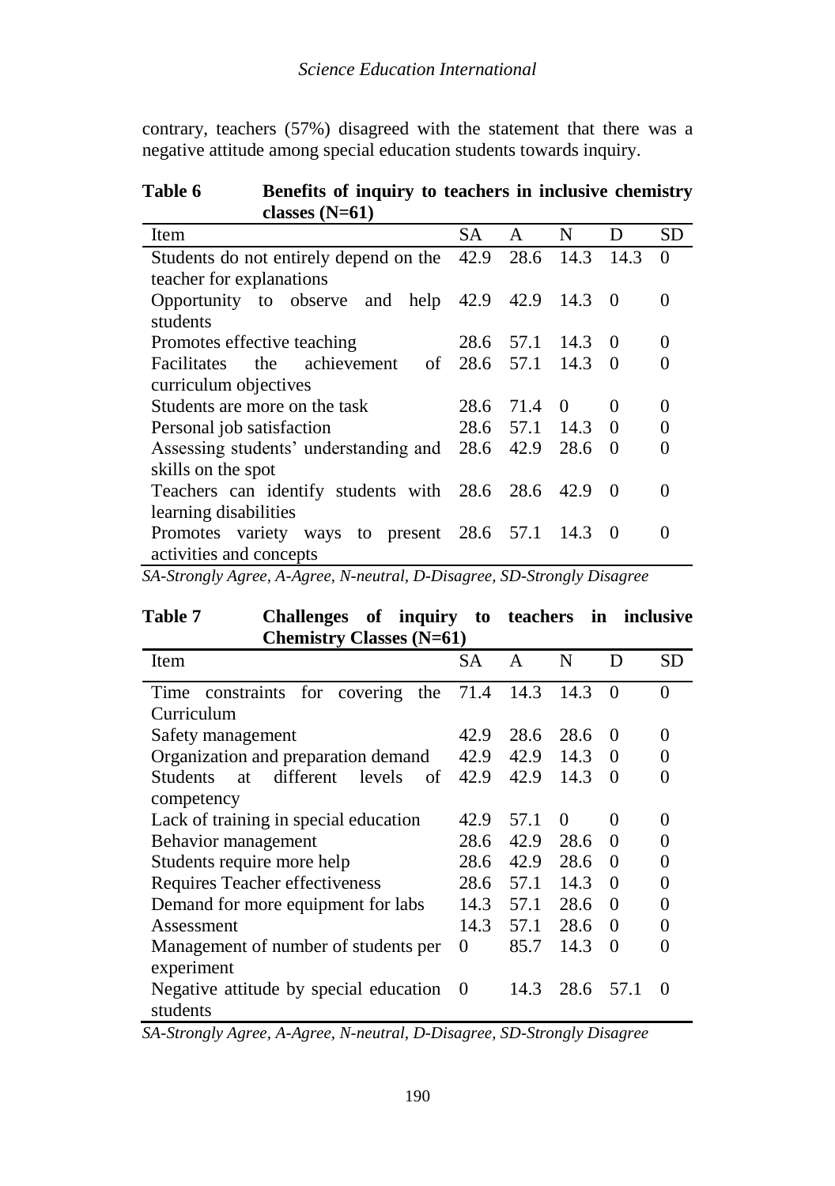contrary, teachers (57%) disagreed with the statement that there was a negative attitude among special education students towards inquiry.

**Table 6 Benefits of inquiry to teachers in inclusive chemistry classes (N=61)**

| Item | SA | A | N | D | SD |
|---|---|---|---|---|---|
| Students do not entirely depend on the teacher for explanations | 42.9 | 28.6 | 14.3 | 14.3 | 0 |
| Opportunity to observe and help students | 42.9 | 42.9 | 14.3 | 0 | 0 |
| Promotes effective teaching | 28.6 | 57.1 | 14.3 | 0 | 0 |
| Facilitates the achievement of curriculum objectives | 28.6 | 57.1 | 14.3 | 0 | 0 |
| Students are more on the task | 28.6 | 71.4 | 0 | 0 | 0 |
| Personal job satisfaction | 28.6 | 57.1 | 14.3 | 0 | 0 |
| Assessing students' understanding and skills on the spot | 28.6 | 42.9 | 28.6 | 0 | 0 |
| Teachers can identify students with learning disabilities | 28.6 | 28.6 | 42.9 | 0 | 0 |
| Promotes variety ways to present activities and concepts | 28.6 | 57.1 | 14.3 | 0 | 0 |

*SA-Strongly Agree, A-Agree, N-neutral, D-Disagree, SD-Strongly Disagree*

**Table 7 Challenges of inquiry to teachers in inclusive Chemistry Classes (N=61)**

| Item | SA | A | N | D | SD |
|---|---|---|---|---|---|
| Time constraints for covering the Curriculum | 71.4 | 14.3 | 14.3 | 0 | 0 |
| Safety management | 42.9 | 28.6 | 28.6 | 0 | 0 |
| Organization and preparation demand | 42.9 | 42.9 | 14.3 | 0 | 0 |
| Students at different levels of competency | 42.9 | 42.9 | 14.3 | 0 | 0 |
| Lack of training in special education | 42.9 | 57.1 | 0 | 0 | 0 |
| Behavior management | 28.6 | 42.9 | 28.6 | 0 | 0 |
| Students require more help | 28.6 | 42.9 | 28.6 | 0 | 0 |
| Requires Teacher effectiveness | 28.6 | 57.1 | 14.3 | 0 | 0 |
| Demand for more equipment for labs | 14.3 | 57.1 | 28.6 | 0 | 0 |
| Assessment | 14.3 | 57.1 | 28.6 | 0 | 0 |
| Management of number of students per experiment | 0 | 85.7 | 14.3 | 0 | 0 |
| Negative attitude by special education students | 0 | 14.3 | 28.6 | 57.1 | 0 |

*SA-Strongly Agree, A-Agree, N-neutral, D-Disagree, SD-Strongly Disagree*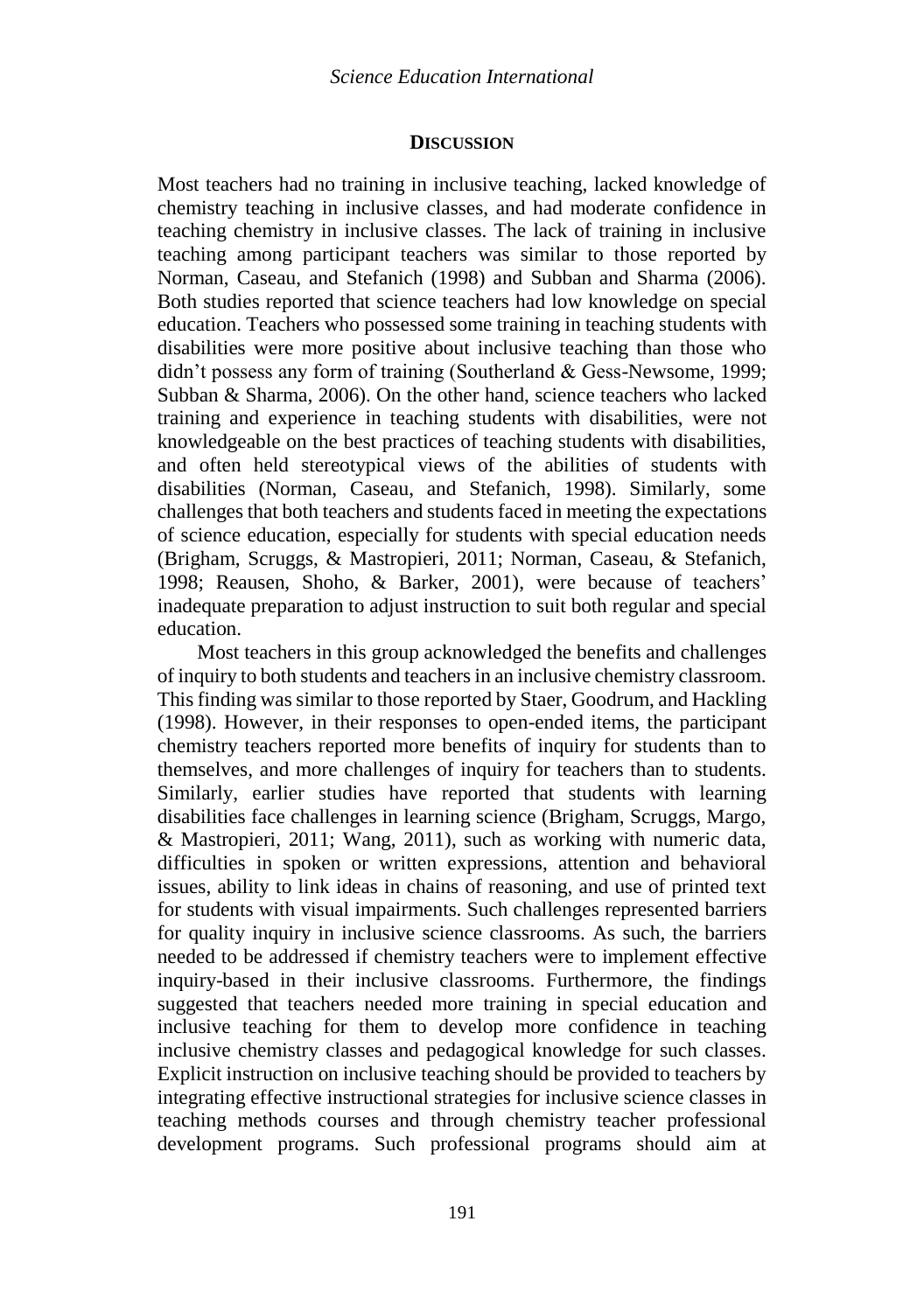## DISCUSSION

Most teachers had no training in inclusive teaching, lacked knowledge of chemistry teaching in inclusive classes, and had moderate confidence in teaching chemistry in inclusive classes. The lack of training in inclusive teaching among participant teachers was similar to those reported by Norman, Caseau, and Stefanich (1998) and Subban and Sharma (2006). Both studies reported that science teachers had low knowledge on special education. Teachers who possessed some training in teaching students with disabilities were more positive about inclusive teaching than those who didn't possess any form of training (Southerland & Gess-Newsome, 1999; Subban & Sharma, 2006). On the other hand, science teachers who lacked training and experience in teaching students with disabilities, were not knowledgeable on the best practices of teaching students with disabilities, and often held stereotypical views of the abilities of students with disabilities (Norman, Caseau, and Stefanich, 1998). Similarly, some challenges that both teachers and students faced in meeting the expectations of science education, especially for students with special education needs (Brigham, Scruggs, & Mastropieri, 2011; Norman, Caseau, & Stefanich, 1998; Reausen, Shoho, & Barker, 2001), were because of teachers' inadequate preparation to adjust instruction to suit both regular and special education.

Most teachers in this group acknowledged the benefits and challenges of inquiry to both students and teachers in an inclusive chemistry classroom. This finding was similar to those reported by Staer, Goodrum, and Hackling (1998). However, in their responses to open-ended items, the participant chemistry teachers reported more benefits of inquiry for students than to themselves, and more challenges of inquiry for teachers than to students. Similarly, earlier studies have reported that students with learning disabilities face challenges in learning science (Brigham, Scruggs, Margo, & Mastropieri, 2011; Wang, 2011), such as working with numeric data, difficulties in spoken or written expressions, attention and behavioral issues, ability to link ideas in chains of reasoning, and use of printed text for students with visual impairments. Such challenges represented barriers for quality inquiry in inclusive science classrooms. As such, the barriers needed to be addressed if chemistry teachers were to implement effective inquiry-based in their inclusive classrooms. Furthermore, the findings suggested that teachers needed more training in special education and inclusive teaching for them to develop more confidence in teaching inclusive chemistry classes and pedagogical knowledge for such classes. Explicit instruction on inclusive teaching should be provided to teachers by integrating effective instructional strategies for inclusive science classes in teaching methods courses and through chemistry teacher professional development programs. Such professional programs should aim at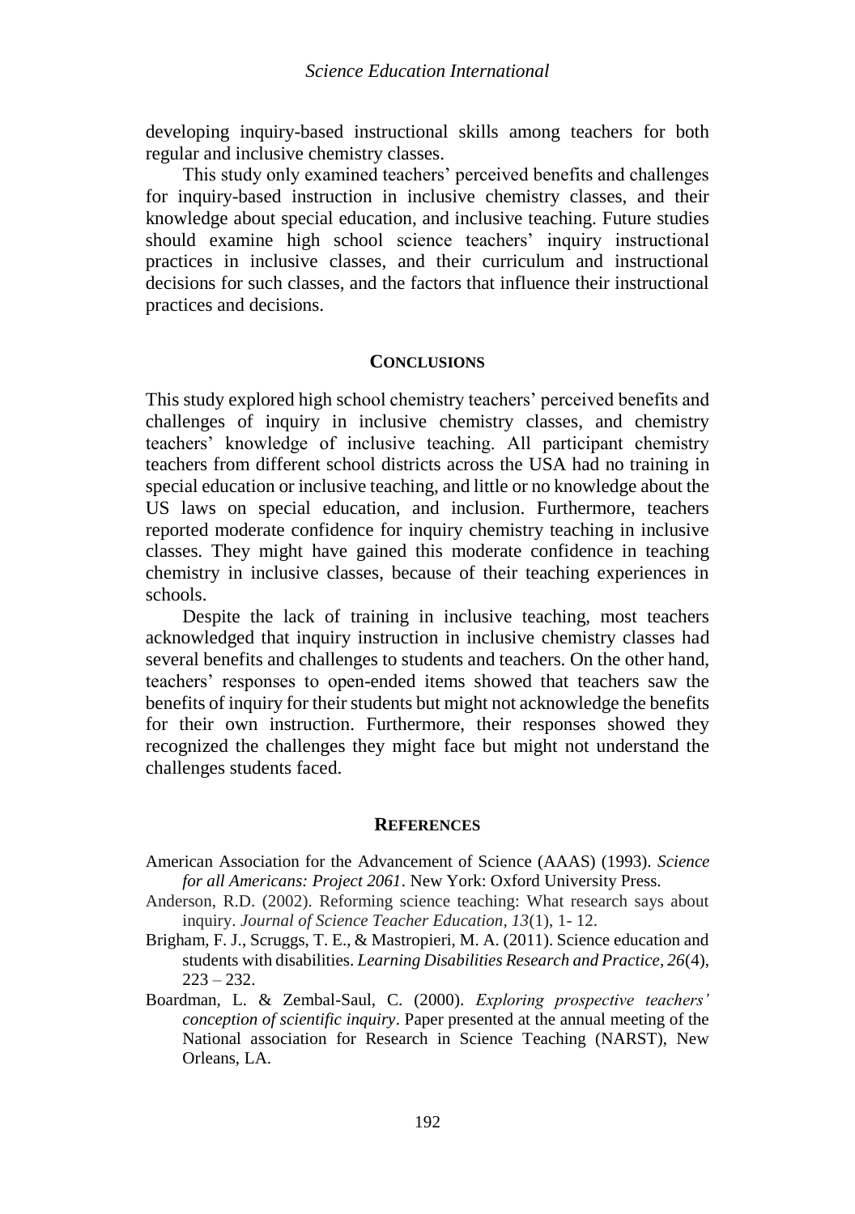developing inquiry-based instructional skills among teachers for both regular and inclusive chemistry classes.

This study only examined teachers' perceived benefits and challenges for inquiry-based instruction in inclusive chemistry classes, and their knowledge about special education, and inclusive teaching. Future studies should examine high school science teachers' inquiry instructional practices in inclusive classes, and their curriculum and instructional decisions for such classes, and the factors that influence their instructional practices and decisions.

## CONCLUSIONS

This study explored high school chemistry teachers' perceived benefits and challenges of inquiry in inclusive chemistry classes, and chemistry teachers' knowledge of inclusive teaching. All participant chemistry teachers from different school districts across the USA had no training in special education or inclusive teaching, and little or no knowledge about the US laws on special education, and inclusion. Furthermore, teachers reported moderate confidence for inquiry chemistry teaching in inclusive classes. They might have gained this moderate confidence in teaching chemistry in inclusive classes, because of their teaching experiences in schools.

Despite the lack of training in inclusive teaching, most teachers acknowledged that inquiry instruction in inclusive chemistry classes had several benefits and challenges to students and teachers. On the other hand, teachers' responses to open-ended items showed that teachers saw the benefits of inquiry for their students but might not acknowledge the benefits for their own instruction. Furthermore, their responses showed they recognized the challenges they might face but might not understand the challenges students faced.

## REFERENCES

American Association for the Advancement of Science (AAAS) (1993). *Science for all Americans: Project 2061*. New York: Oxford University Press.

Anderson, R.D. (2002). Reforming science teaching: What research says about inquiry. *Journal of Science Teacher Education, 13*(1), 1- 12.

Brigham, F. J., Scruggs, T. E., & Mastropieri, M. A. (2011). Science education and students with disabilities. *Learning Disabilities Research and Practice, 26*(4), 223 – 232.

Boardman, L. & Zembal-Saul, C. (2000). *Exploring prospective teachers' conception of scientific inquiry*. Paper presented at the annual meeting of the National association for Research in Science Teaching (NARST), New Orleans, LA.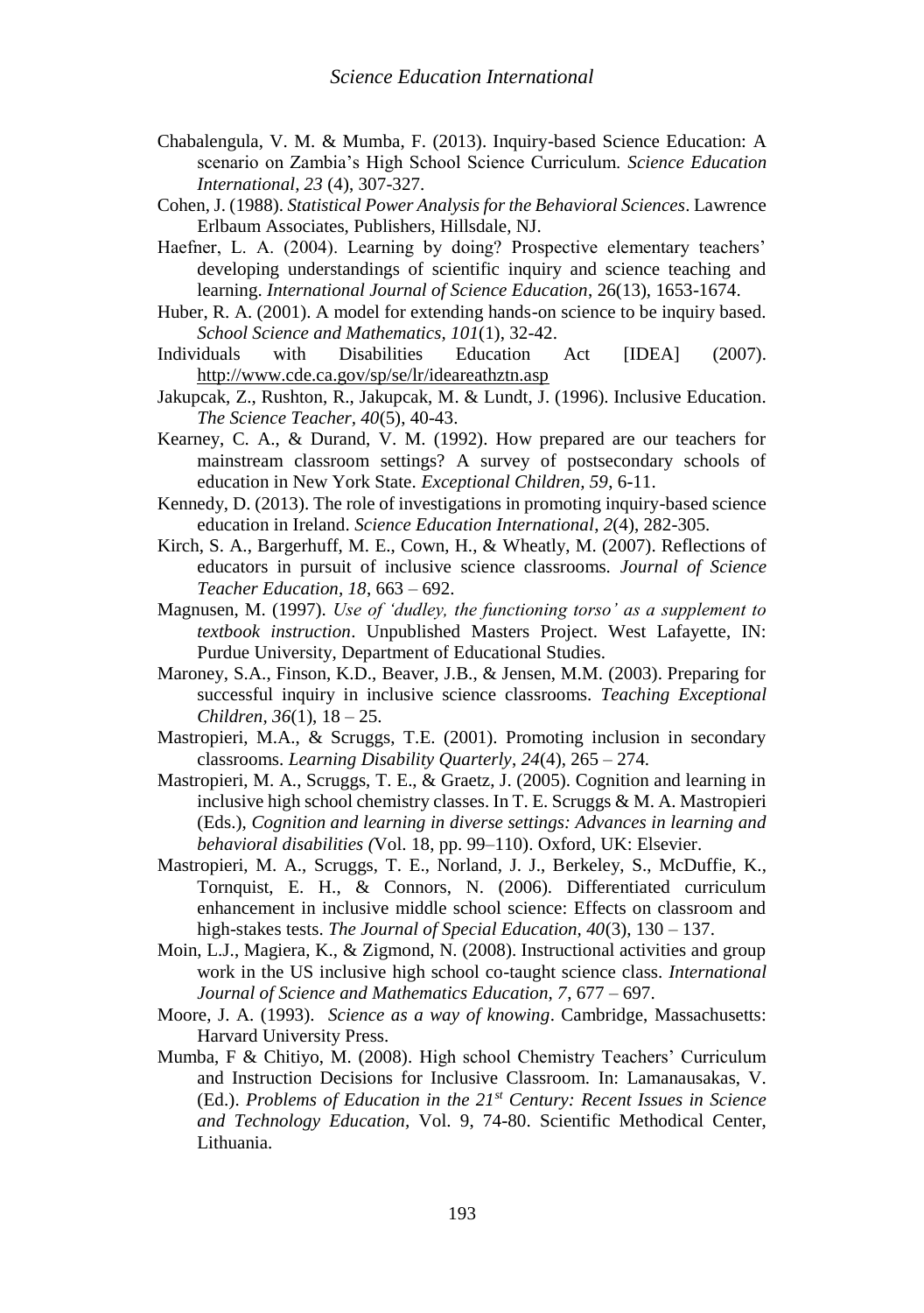Chabalengula, V. M. & Mumba, F. (2013). Inquiry-based Science Education: A scenario on Zambia's High School Science Curriculum. *Science Education International, 23* (4), 307-327.

Cohen, J. (1988). *Statistical Power Analysis for the Behavioral Sciences*. Lawrence Erlbaum Associates, Publishers, Hillsdale, NJ.

Haefner, L. A. (2004). Learning by doing? Prospective elementary teachers' developing understandings of scientific inquiry and science teaching and learning. *International Journal of Science Education*, 26(13), 1653-1674.

Huber, R. A. (2001). A model for extending hands-on science to be inquiry based. *School Science and Mathematics, 101*(1), 32-42.

Individuals with Disabilities Education Act [IDEA] (2007). http://www.cde.ca.gov/sp/se/lr/ideareathztn.asp

Jakupcak, Z., Rushton, R., Jakupcak, M. & Lundt, J. (1996). Inclusive Education. *The Science Teacher, 40*(5), 40-43.

Kearney, C. A., & Durand, V. M. (1992). How prepared are our teachers for mainstream classroom settings? A survey of postsecondary schools of education in New York State. *Exceptional Children, 59*, 6-11.

Kennedy, D. (2013). The role of investigations in promoting inquiry-based science education in Ireland. *Science Education International*, *2*(4), 282-305.

Kirch, S. A., Bargerhuff, M. E., Cown, H., & Wheatly, M. (2007). Reflections of educators in pursuit of inclusive science classrooms. *Journal of Science Teacher Education, 18*, 663 – 692.

Magnusen, M. (1997). *Use of 'dudley, the functioning torso' as a supplement to textbook instruction*. Unpublished Masters Project. West Lafayette, IN: Purdue University, Department of Educational Studies.

Maroney, S.A., Finson, K.D., Beaver, J.B., & Jensen, M.M. (2003). Preparing for successful inquiry in inclusive science classrooms. *Teaching Exceptional Children, 36*(1), 18 – 25.

Mastropieri, M.A., & Scruggs, T.E. (2001). Promoting inclusion in secondary classrooms. *Learning Disability Quarterly*, *24*(4), 265 – 274.

Mastropieri, M. A., Scruggs, T. E., & Graetz, J. (2005). Cognition and learning in inclusive high school chemistry classes. In T. E. Scruggs & M. A. Mastropieri (Eds.), *Cognition and learning in diverse settings: Advances in learning and behavioral disabilities (*Vol. 18, pp. 99–110). Oxford, UK: Elsevier.

Mastropieri, M. A., Scruggs, T. E., Norland, J. J., Berkeley, S., McDuffie, K., Tornquist, E. H., & Connors, N. (2006). Differentiated curriculum enhancement in inclusive middle school science: Effects on classroom and high-stakes tests. *The Journal of Special Education*, *40*(3), 130 – 137.

Moin, L.J., Magiera, K., & Zigmond, N. (2008). Instructional activities and group work in the US inclusive high school co-taught science class. *International Journal of Science and Mathematics Education, 7*, 677 – 697.

Moore, J. A. (1993). *Science as a way of knowing*. Cambridge, Massachusetts: Harvard University Press.

Mumba, F & Chitiyo, M. (2008). High school Chemistry Teachers' Curriculum and Instruction Decisions for Inclusive Classroom. In: Lamanausakas, V. (Ed.). *Problems of Education in the 21st Century: Recent Issues in Science and Technology Education*, Vol. 9, 74-80. Scientific Methodical Center, Lithuania.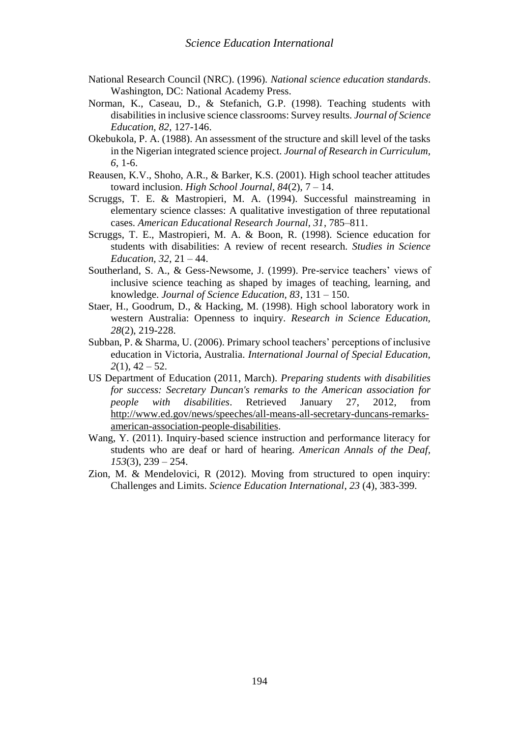National Research Council (NRC). (1996). *National science education standards*. Washington, DC: National Academy Press.

Norman, K., Caseau, D., & Stefanich, G.P. (1998). Teaching students with disabilities in inclusive science classrooms: Survey results. *Journal of Science Education, 82*, 127-146.

Okebukola, P. A. (1988). An assessment of the structure and skill level of the tasks in the Nigerian integrated science project. *Journal of Research in Curriculum, 6*, 1-6.

Reausen, K.V., Shoho, A.R., & Barker, K.S. (2001). High school teacher attitudes toward inclusion. *High School Journal, 84*(2), 7 – 14.

Scruggs, T. E. & Mastropieri, M. A. (1994). Successful mainstreaming in elementary science classes: A qualitative investigation of three reputational cases. *American Educational Research Journal, 31*, 785–811.

Scruggs, T. E., Mastropieri, M. A. & Boon, R. (1998). Science education for students with disabilities: A review of recent research. *Studies in Science Education, 32*, 21 – 44.

Southerland, S. A., & Gess-Newsome, J. (1999). Pre-service teachers' views of inclusive science teaching as shaped by images of teaching, learning, and knowledge. *Journal of Science Education, 83*, 131 – 150.

Staer, H., Goodrum, D., & Hacking, M. (1998). High school laboratory work in western Australia: Openness to inquiry. *Research in Science Education, 28*(2), 219-228.

Subban, P. & Sharma, U. (2006). Primary school teachers' perceptions of inclusive education in Victoria, Australia. *International Journal of Special Education, 2*(1), 42 – 52.

US Department of Education (2011, March). *Preparing students with disabilities for success: Secretary Duncan's remarks to the American association for people with disabilities*. Retrieved January 27, 2012, from http://www.ed.gov/news/speeches/all-means-all-secretary-duncans-remarks-american-association-people-disabilities.

Wang, Y. (2011). Inquiry-based science instruction and performance literacy for students who are deaf or hard of hearing. *American Annals of the Deaf, 153*(3), 239 – 254.

Zion, M. & Mendelovici, R (2012). Moving from structured to open inquiry: Challenges and Limits. *Science Education International*, *23* (4), 383-399.